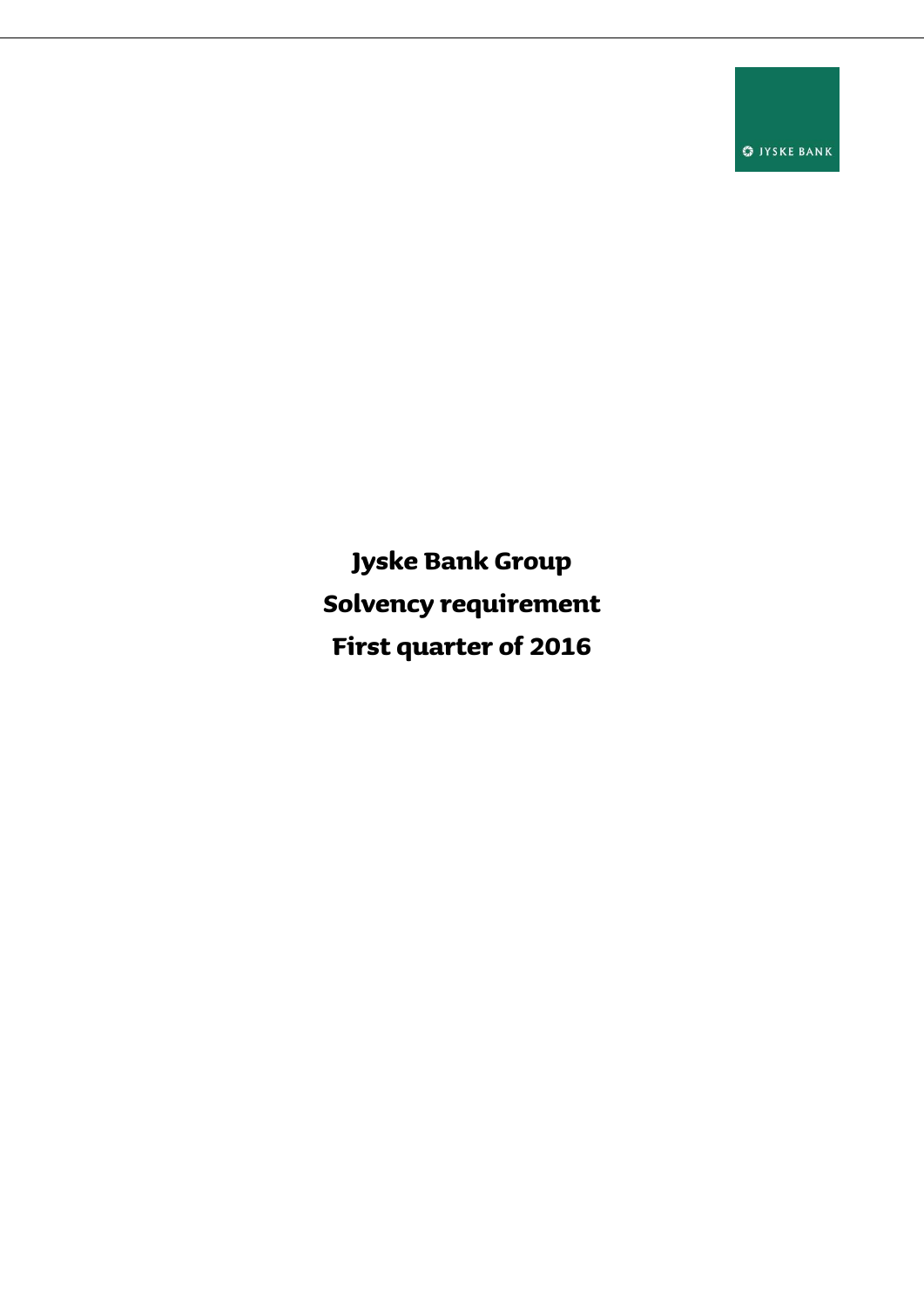JYSKE BANK

# Jyske Bank Group

# Solvency requirement

# First quarter of 2016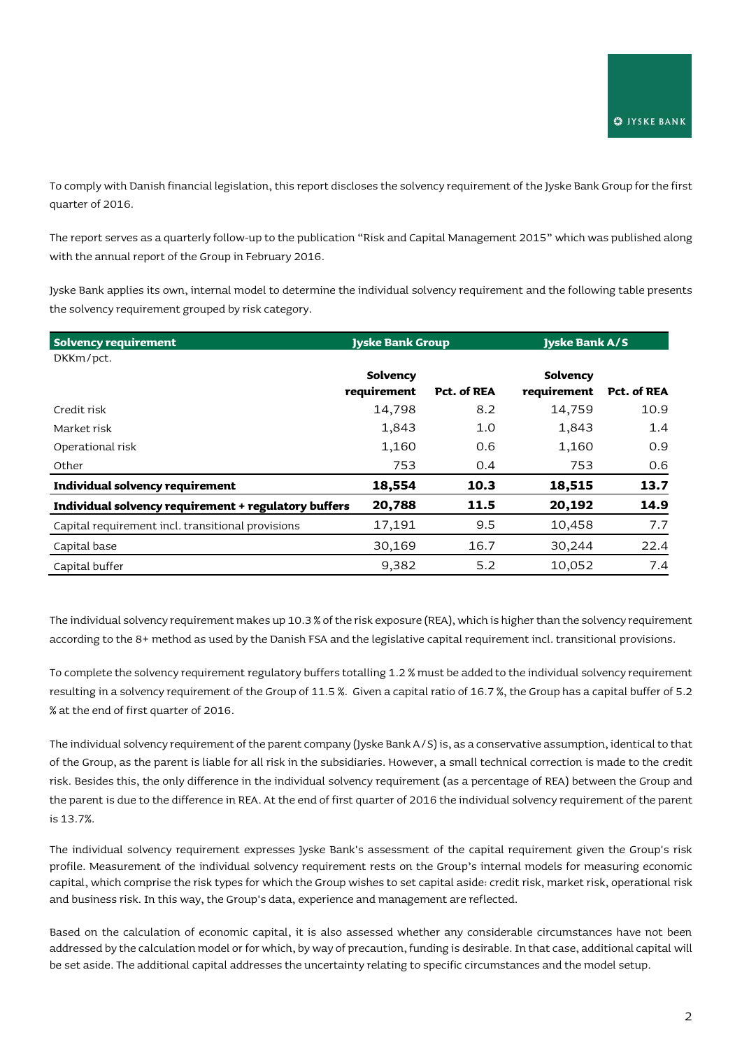To comply with Danish financial legislation, this report discloses the solvency requirement of the Jyske Bank Group for the first quarter of 2016.

The report serves as a quarterly follow-up to the publication "Risk and Capital Management 2015" which was published along with the annual report of the Group in February 2016.

Jyske Bank applies its own, internal model to determine the individual solvency requirement and the following table presents the solvency requirement grouped by risk category.

| **Solvency requirement** | **Jyske Bank Group** | | **Jyske Bank A/S** | |
|---|---|---|---|---|
| DKKm/pct. | **Solvency requirement** | **Pct. of REA** | **Solvency requirement** | **Pct. of REA** |
| Credit risk | 14,798 | 8.2 | 14,759 | 10.9 |
| Market risk | 1,843 | 1.0 | 1,843 | 1.4 |
| Operational risk | 1,160 | 0.6 | 1,160 | 0.9 |
| Other | 753 | 0.4 | 753 | 0.6 |
| **Individual solvency requirement** | **18,554** | **10.3** | **18,515** | **13.7** |
| **Individual solvency requirement + regulatory buffers** | **20,788** | **11.5** | **20,192** | **14.9** |
| Capital requirement incl. transitional provisions | 17,191 | 9.5 | 10,458 | 7.7 |
| Capital base | 30,169 | 16.7 | 30,244 | 22.4 |
| Capital buffer | 9,382 | 5.2 | 10,052 | 7.4 |

The individual solvency requirement makes up 10.3 % of the risk exposure (REA), which is higher than the solvency requirement according to the 8+ method as used by the Danish FSA and the legislative capital requirement incl. transitional provisions.

To complete the solvency requirement regulatory buffers totalling 1.2 % must be added to the individual solvency requirement resulting in a solvency requirement of the Group of 11.5 %. Given a capital ratio of 16.7 %, the Group has a capital buffer of 5.2 % at the end of first quarter of 2016.

The individual solvency requirement of the parent company (Jyske Bank A/S) is, as a conservative assumption, identical to that of the Group, as the parent is liable for all risk in the subsidiaries. However, a small technical correction is made to the credit risk. Besides this, the only difference in the individual solvency requirement (as a percentage of REA) between the Group and the parent is due to the difference in REA. At the end of first quarter of 2016 the individual solvency requirement of the parent is 13.7%.

The individual solvency requirement expresses Jyske Bank's assessment of the capital requirement given the Group's risk profile. Measurement of the individual solvency requirement rests on the Group's internal models for measuring economic capital, which comprise the risk types for which the Group wishes to set capital aside: credit risk, market risk, operational risk and business risk. In this way, the Group's data, experience and management are reflected.

Based on the calculation of economic capital, it is also assessed whether any considerable circumstances have not been addressed by the calculation model or for which, by way of precaution, funding is desirable. In that case, additional capital will be set aside. The additional capital addresses the uncertainty relating to specific circumstances and the model setup.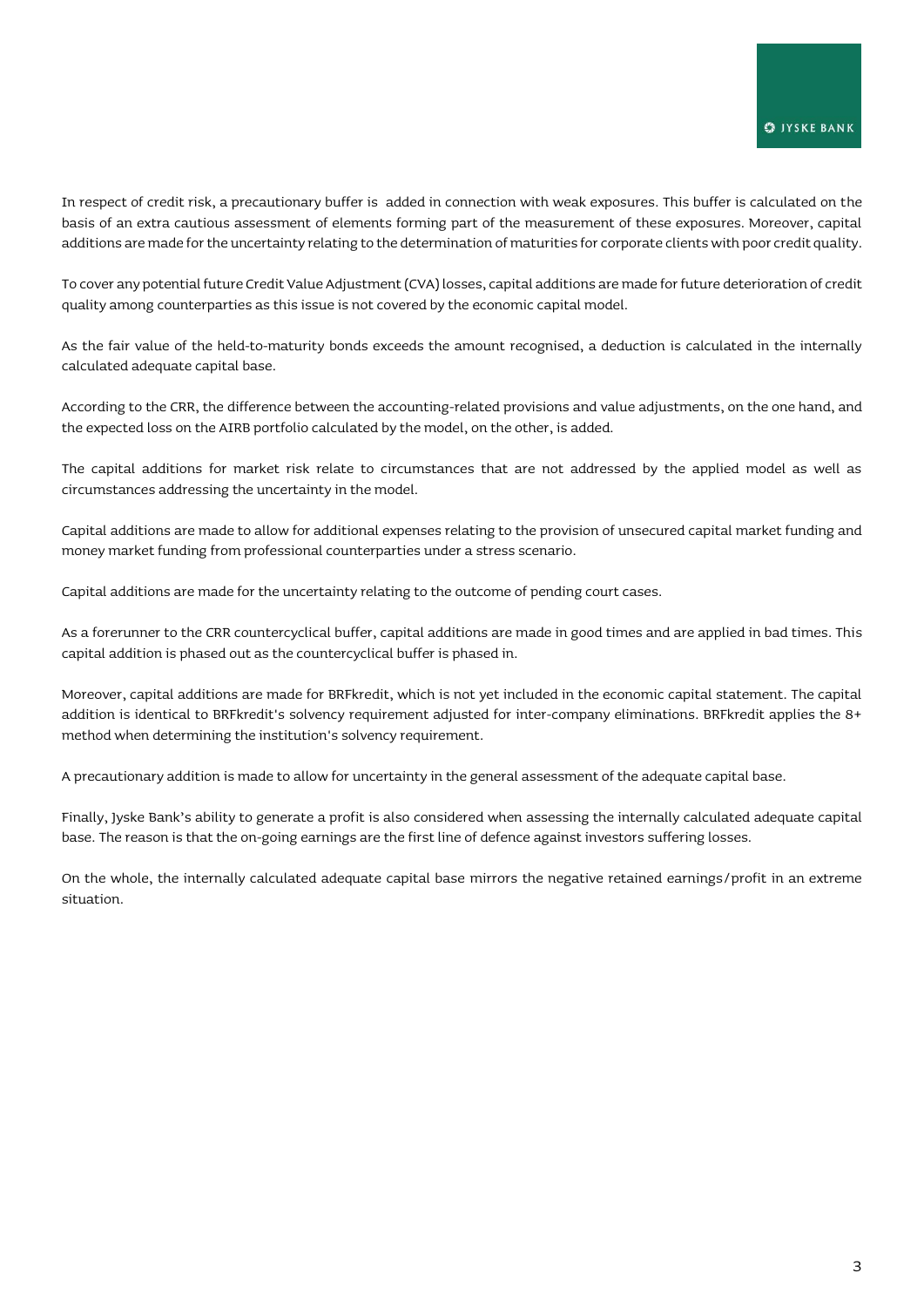In respect of credit risk, a precautionary buffer is added in connection with weak exposures. This buffer is calculated on the basis of an extra cautious assessment of elements forming part of the measurement of these exposures. Moreover, capital additions are made for the uncertainty relating to the determination of maturities for corporate clients with poor credit quality.

To cover any potential future Credit Value Adjustment (CVA) losses, capital additions are made for future deterioration of credit quality among counterparties as this issue is not covered by the economic capital model.

As the fair value of the held-to-maturity bonds exceeds the amount recognised, a deduction is calculated in the internally calculated adequate capital base.

According to the CRR, the difference between the accounting-related provisions and value adjustments, on the one hand, and the expected loss on the AIRB portfolio calculated by the model, on the other, is added.

The capital additions for market risk relate to circumstances that are not addressed by the applied model as well as circumstances addressing the uncertainty in the model.

Capital additions are made to allow for additional expenses relating to the provision of unsecured capital market funding and money market funding from professional counterparties under a stress scenario.

Capital additions are made for the uncertainty relating to the outcome of pending court cases.

As a forerunner to the CRR countercyclical buffer, capital additions are made in good times and are applied in bad times. This capital addition is phased out as the countercyclical buffer is phased in.

Moreover, capital additions are made for BRFkredit, which is not yet included in the economic capital statement. The capital addition is identical to BRFkredit's solvency requirement adjusted for inter-company eliminations. BRFkredit applies the 8+ method when determining the institution's solvency requirement.

A precautionary addition is made to allow for uncertainty in the general assessment of the adequate capital base.

Finally, Jyske Bank's ability to generate a profit is also considered when assessing the internally calculated adequate capital base. The reason is that the on-going earnings are the first line of defence against investors suffering losses.

On the whole, the internally calculated adequate capital base mirrors the negative retained earnings/profit in an extreme situation.